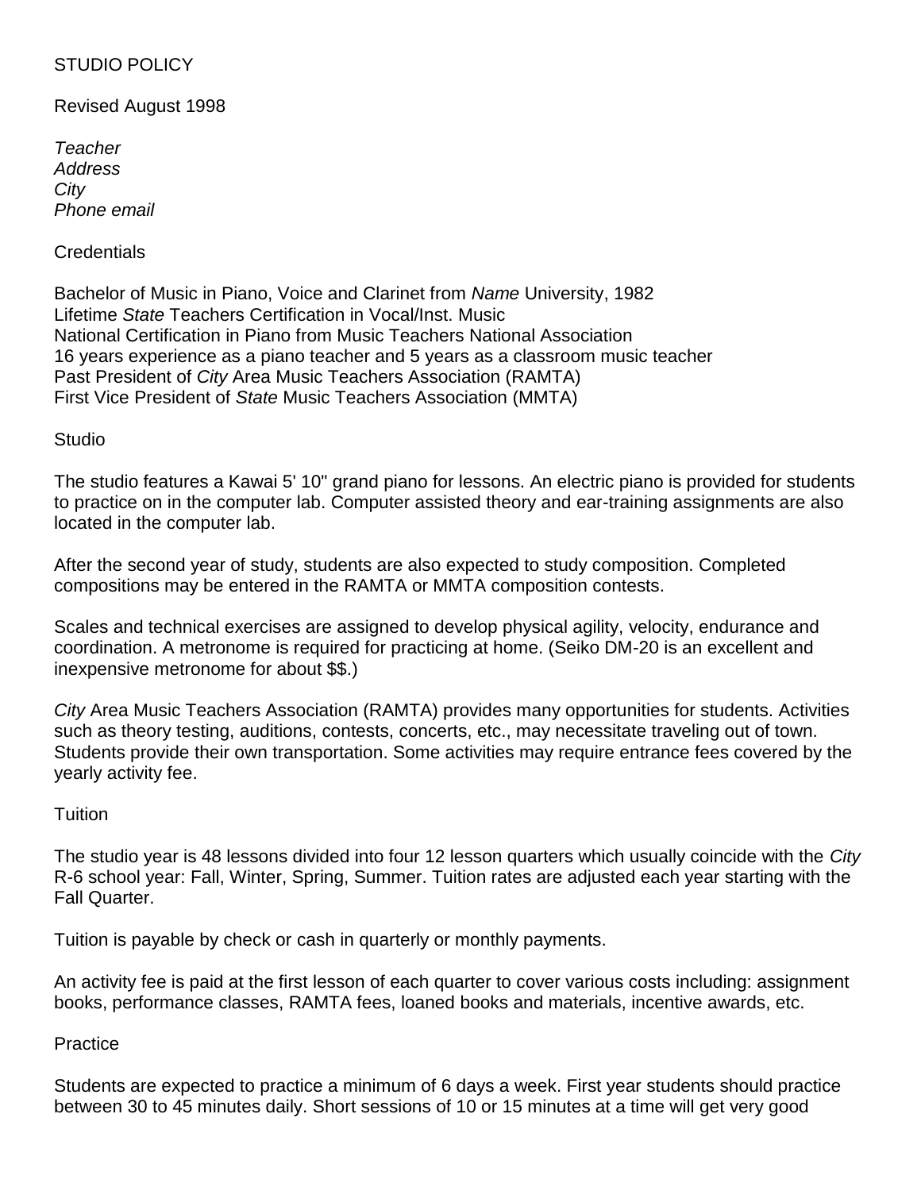# STUDIO POLICY

Revised August 1998

*Teacher*
*Address*
*City*
*Phone email*

## Credentials

Bachelor of Music in Piano, Voice and Clarinet from *Name* University, 1982
Lifetime *State* Teachers Certification in Vocal/Inst. Music
National Certification in Piano from Music Teachers National Association
16 years experience as a piano teacher and 5 years as a classroom music teacher
Past President of *City* Area Music Teachers Association (RAMTA)
First Vice President of *State* Music Teachers Association (MMTA)

## Studio

The studio features a Kawai 5' 10" grand piano for lessons. An electric piano is provided for students to practice on in the computer lab. Computer assisted theory and ear-training assignments are also located in the computer lab.

After the second year of study, students are also expected to study composition. Completed compositions may be entered in the RAMTA or MMTA composition contests.

Scales and technical exercises are assigned to develop physical agility, velocity, endurance and coordination. A metronome is required for practicing at home. (Seiko DM-20 is an excellent and inexpensive metronome for about $$.)

*City* Area Music Teachers Association (RAMTA) provides many opportunities for students. Activities such as theory testing, auditions, contests, concerts, etc., may necessitate traveling out of town. Students provide their own transportation. Some activities may require entrance fees covered by the yearly activity fee.

## Tuition

The studio year is 48 lessons divided into four 12 lesson quarters which usually coincide with the *City* R-6 school year: Fall, Winter, Spring, Summer. Tuition rates are adjusted each year starting with the Fall Quarter.

Tuition is payable by check or cash in quarterly or monthly payments.

An activity fee is paid at the first lesson of each quarter to cover various costs including: assignment books, performance classes, RAMTA fees, loaned books and materials, incentive awards, etc.

## Practice

Students are expected to practice a minimum of 6 days a week. First year students should practice between 30 to 45 minutes daily. Short sessions of 10 or 15 minutes at a time will get very good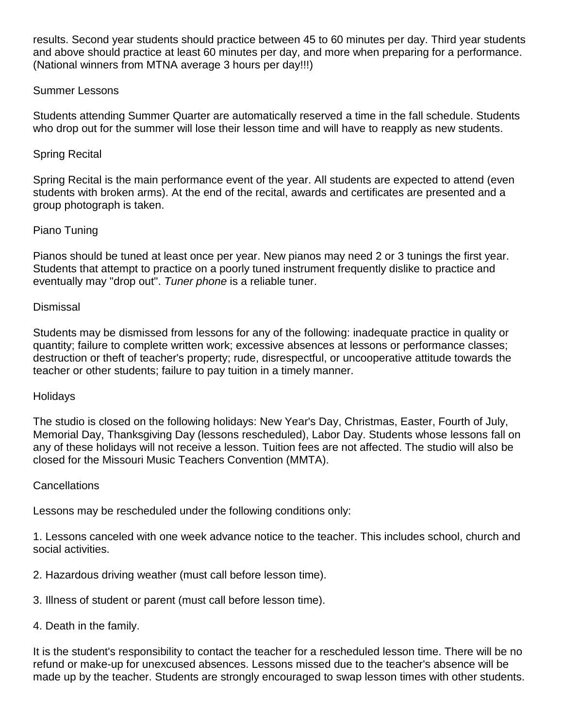results. Second year students should practice between 45 to 60 minutes per day. Third year students and above should practice at least 60 minutes per day, and more when preparing for a performance. (National winners from MTNA average 3 hours per day!!!)

## Summer Lessons

Students attending Summer Quarter are automatically reserved a time in the fall schedule. Students who drop out for the summer will lose their lesson time and will have to reapply as new students.

## Spring Recital

Spring Recital is the main performance event of the year. All students are expected to attend (even students with broken arms). At the end of the recital, awards and certificates are presented and a group photograph is taken.

## Piano Tuning

Pianos should be tuned at least once per year. New pianos may need 2 or 3 tunings the first year. Students that attempt to practice on a poorly tuned instrument frequently dislike to practice and eventually may "drop out". *Tuner phone* is a reliable tuner.

## Dismissal

Students may be dismissed from lessons for any of the following: inadequate practice in quality or quantity; failure to complete written work; excessive absences at lessons or performance classes; destruction or theft of teacher's property; rude, disrespectful, or uncooperative attitude towards the teacher or other students; failure to pay tuition in a timely manner.

## Holidays

The studio is closed on the following holidays: New Year's Day, Christmas, Easter, Fourth of July, Memorial Day, Thanksgiving Day (lessons rescheduled), Labor Day. Students whose lessons fall on any of these holidays will not receive a lesson. Tuition fees are not affected. The studio will also be closed for the Missouri Music Teachers Convention (MMTA).

## Cancellations

Lessons may be rescheduled under the following conditions only:

1. Lessons canceled with one week advance notice to the teacher. This includes school, church and social activities.

2. Hazardous driving weather (must call before lesson time).

3. Illness of student or parent (must call before lesson time).

4. Death in the family.

It is the student's responsibility to contact the teacher for a rescheduled lesson time. There will be no refund or make-up for unexcused absences. Lessons missed due to the teacher's absence will be made up by the teacher. Students are strongly encouraged to swap lesson times with other students.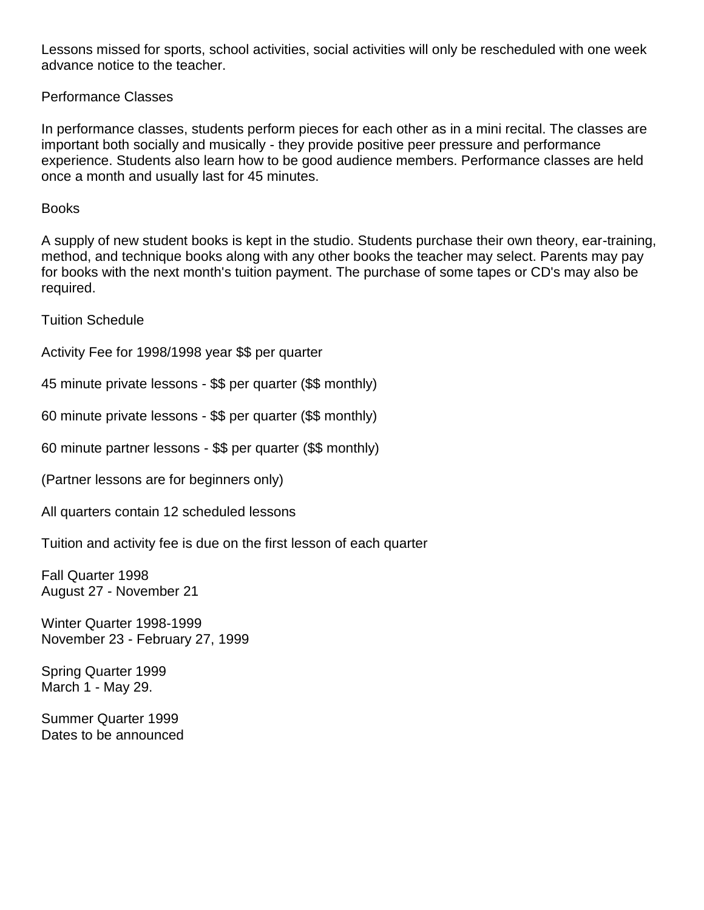Lessons missed for sports, school activities, social activities will only be rescheduled with one week advance notice to the teacher.

## Performance Classes

In performance classes, students perform pieces for each other as in a mini recital. The classes are important both socially and musically - they provide positive peer pressure and performance experience. Students also learn how to be good audience members. Performance classes are held once a month and usually last for 45 minutes.

## Books

A supply of new student books is kept in the studio. Students purchase their own theory, ear-training, method, and technique books along with any other books the teacher may select. Parents may pay for books with the next month's tuition payment. The purchase of some tapes or CD's may also be required.

## Tuition Schedule

Activity Fee for 1998/1998 year $$ per quarter

45 minute private lessons - $$ per quarter ($$ monthly)

60 minute private lessons - $$ per quarter ($$ monthly)

60 minute partner lessons - $$ per quarter ($$ monthly)

(Partner lessons are for beginners only)

All quarters contain 12 scheduled lessons

Tuition and activity fee is due on the first lesson of each quarter

Fall Quarter 1998
August 27 - November 21

Winter Quarter 1998-1999
November 23 - February 27, 1999

Spring Quarter 1999
March 1 - May 29.

Summer Quarter 1999
Dates to be announced